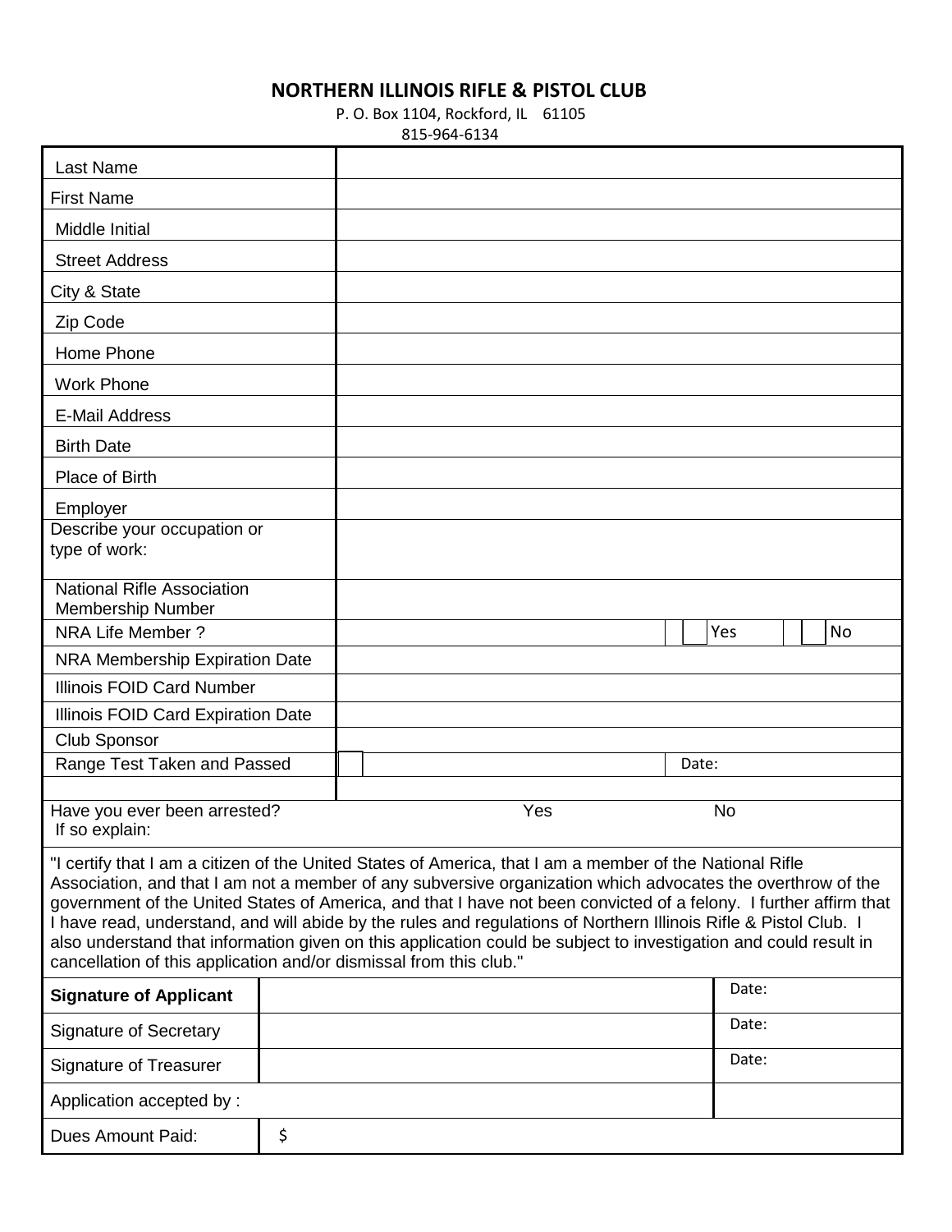# NORTHERN ILLINOIS RIFLE & PISTOL CLUB

P. O. Box 1104, Rockford, IL 61105

815-964-6134

| | |
|---|---|
| Last Name | |
| First Name | |
| Middle Initial | |
| Street Address | |
| City & State | |
| Zip Code | |
| Home Phone | |
| Work Phone | |
| E-Mail Address | |
| Birth Date | |
| Place of Birth | |
| Employer | |
| Describe your occupation or type of work: | |
| National Rifle Association Membership Number | |
| NRA Life Member ? | ☐ Yes ☐ No |
| NRA Membership Expiration Date | |
| Illinois FOID Card Number | |
| Illinois FOID Card Expiration Date | |
| Club Sponsor | |
| Range Test Taken and Passed | ☐ Date: |
| | |
| Have you ever been arrested? If so explain: | Yes No |

"I certify that I am a citizen of the United States of America, that I am a member of the National Rifle Association, and that I am not a member of any subversive organization which advocates the overthrow of the government of the United States of America, and that I have not been convicted of a felony. I further affirm that I have read, understand, and will abide by the rules and regulations of Northern Illinois Rifle & Pistol Club. I also understand that information given on this application could be subject to investigation and could result in cancellation of this application and/or dismissal from this club."

| | | |
|---|---|---|
| **Signature of Applicant** | | Date: |
| Signature of Secretary | | Date: |
| Signature of Treasurer | | Date: |
| Application accepted by : | | |
| Dues Amount Paid: | $ | |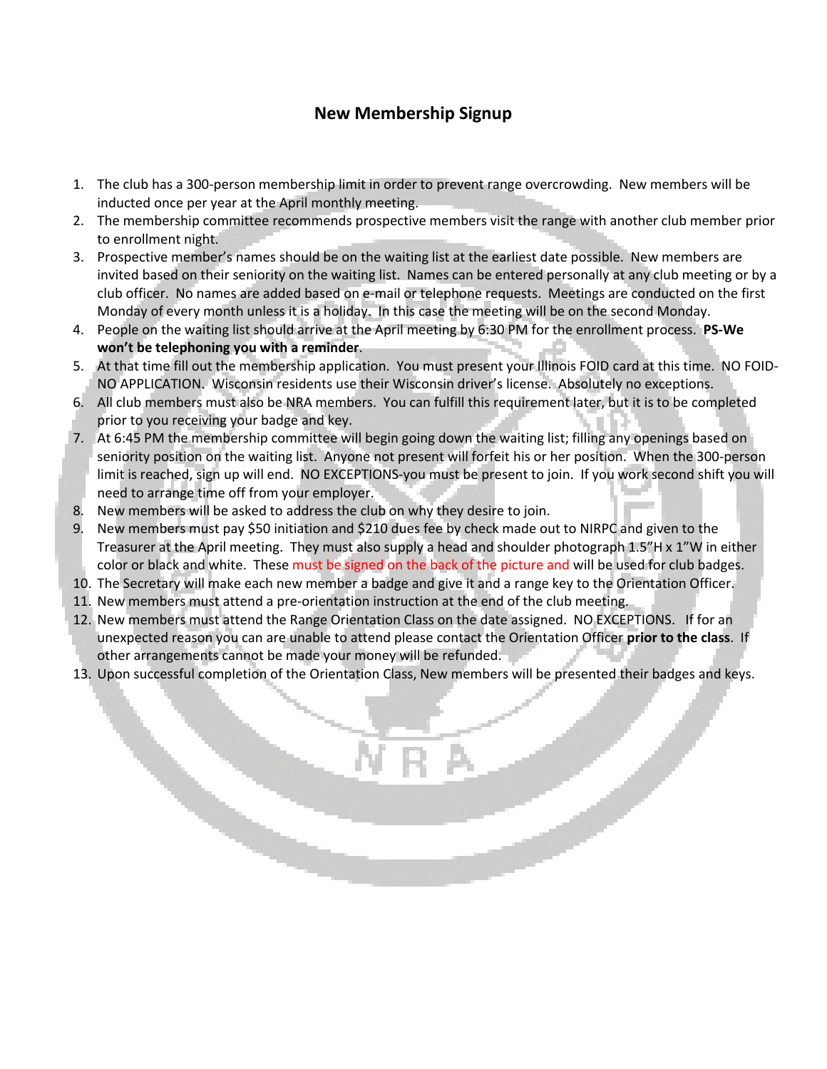## New Membership Signup

1. The club has a 300-person membership limit in order to prevent range overcrowding. New members will be inducted once per year at the April monthly meeting.
2. The membership committee recommends prospective members visit the range with another club member prior to enrollment night.
3. Prospective member's names should be on the waiting list at the earliest date possible. New members are invited based on their seniority on the waiting list. Names can be entered personally at any club meeting or by a club officer. No names are added based on e-mail or telephone requests. Meetings are conducted on the first Monday of every month unless it is a holiday. In this case the meeting will be on the second Monday.
4. People on the waiting list should arrive at the April meeting by 6:30 PM for the enrollment process. **PS-We won't be telephoning you with a reminder**.
5. At that time fill out the membership application. You must present your Illinois FOID card at this time. NO FOID-NO APPLICATION. Wisconsin residents use their Wisconsin driver's license. Absolutely no exceptions.
6. All club members must also be NRA members. You can fulfill this requirement later, but it is to be completed prior to you receiving your badge and key.
7. At 6:45 PM the membership committee will begin going down the waiting list; filling any openings based on seniority position on the waiting list. Anyone not present will forfeit his or her position. When the 300-person limit is reached, sign up will end. NO EXCEPTIONS-you must be present to join. If you work second shift you will need to arrange time off from your employer.
8. New members will be asked to address the club on why they desire to join.
9. New members must pay $50 initiation and $210 dues fee by check made out to NIRPC and given to the Treasurer at the April meeting. They must also supply a head and shoulder photograph 1.5"H x 1"W in either color or black and white. These must be signed on the back of the picture and will be used for club badges.
10. The Secretary will make each new member a badge and give it and a range key to the Orientation Officer.
11. New members must attend a pre-orientation instruction at the end of the club meeting.
12. New members must attend the Range Orientation Class on the date assigned. NO EXCEPTIONS. If for an unexpected reason you can are unable to attend please contact the Orientation Officer **prior to the class**. If other arrangements cannot be made your money will be refunded.
13. Upon successful completion of the Orientation Class, New members will be presented their badges and keys.